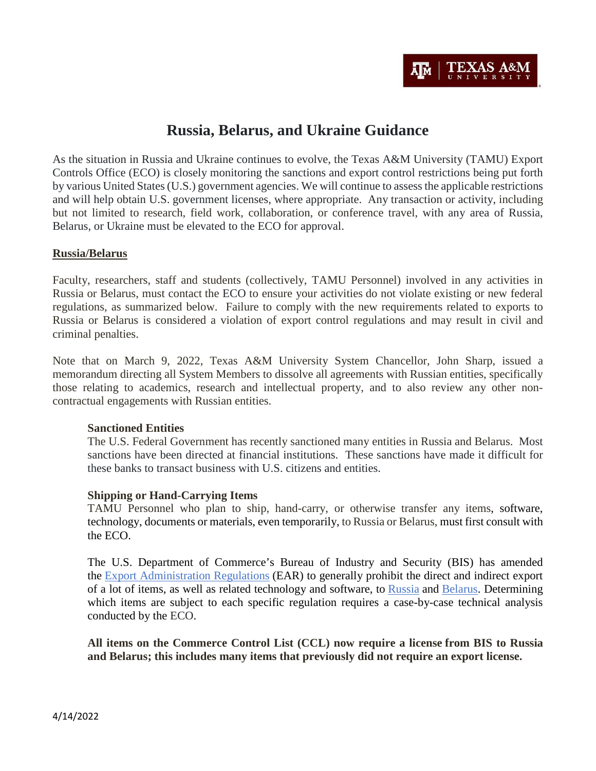# Russia, Belarus, and Ukraine Guidance

As the situation in Russia and Ukraine continues to evolve, the Texas A&M University (TAMU) Export Controls Office (ECO) is closely monitoring the sanctions and export control restrictions being put forth by various United States (U.S.) government agencies. We will continue to assess the applicable restrictions and will help obtain U.S. government licenses, where appropriate. Any transaction or activity, including but not limited to research, field work, collaboration, or conference travel, with any area of Russia, Belarus, or Ukraine must be elevated to the ECO for approval.

## Russia/Belarus

Faculty, researchers, staff and students (collectively, TAMU Personnel) involved in any activities in Russia or Belarus, must contact the ECO to ensure your activities do not violate existing or new federal regulations, as summarized below. Failure to comply with the new requirements related to exports to Russia or Belarus is considered a violation of export control regulations and may result in civil and criminal penalties.

Note that on March 9, 2022, Texas A&M University System Chancellor, John Sharp, issued a memorandum directing all System Members to dissolve all agreements with Russian entities, specifically those relating to academics, research and intellectual property, and to also review any other non-contractual engagements with Russian entities.

### Sanctioned Entities

The U.S. Federal Government has recently sanctioned many entities in Russia and Belarus. Most sanctions have been directed at financial institutions. These sanctions have made it difficult for these banks to transact business with U.S. citizens and entities.

### Shipping or Hand-Carrying Items

TAMU Personnel who plan to ship, hand-carry, or otherwise transfer any items, software, technology, documents or materials, even temporarily, to Russia or Belarus, must first consult with the ECO.

The U.S. Department of Commerce's Bureau of Industry and Security (BIS) has amended the Export Administration Regulations (EAR) to generally prohibit the direct and indirect export of a lot of items, as well as related technology and software, to Russia and Belarus. Determining which items are subject to each specific regulation requires a case-by-case technical analysis conducted by the ECO.

**All items on the Commerce Control List (CCL) now require a license from BIS to Russia and Belarus; this includes many items that previously did not require an export license.**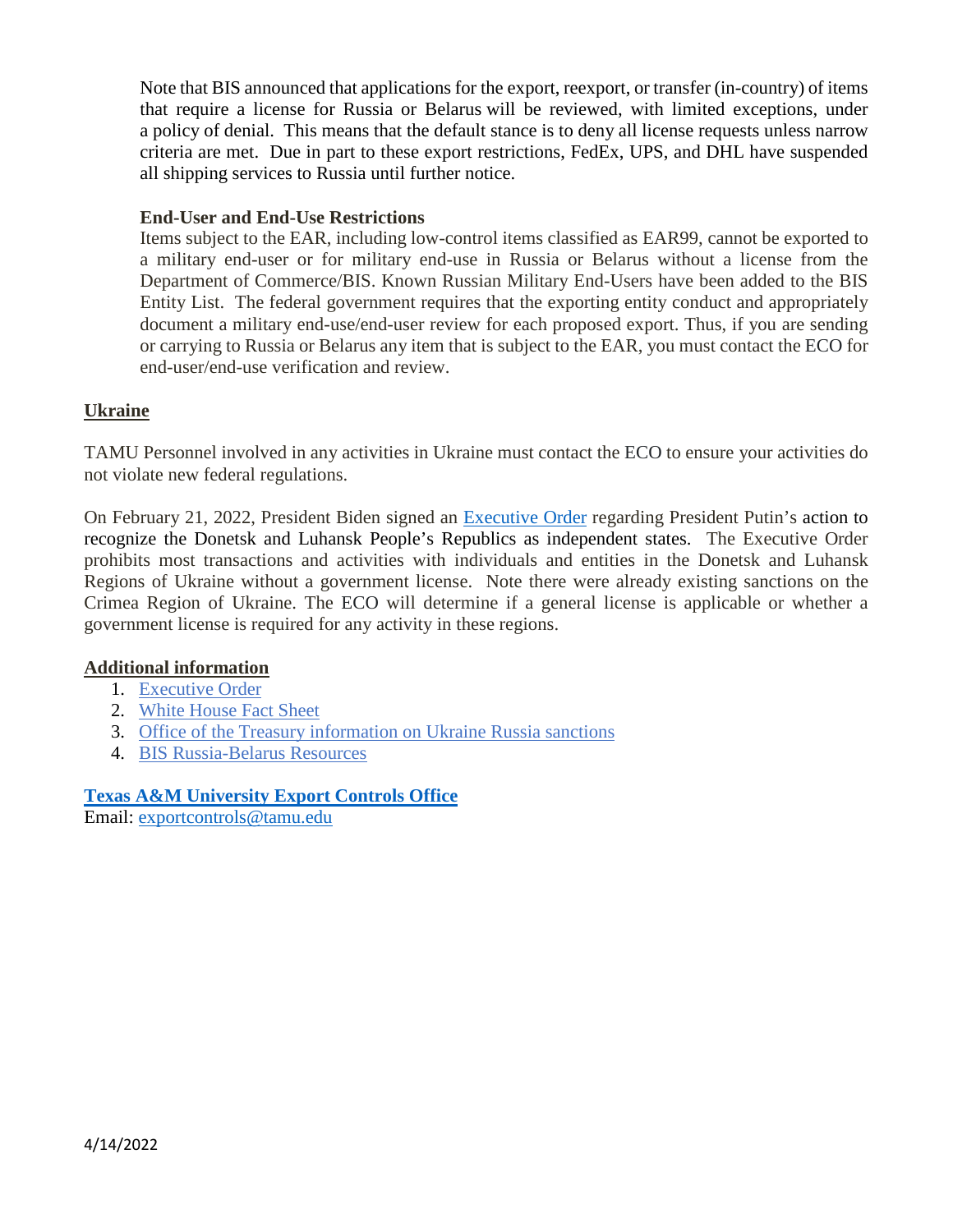Note that BIS announced that applications for the export, reexport, or transfer (in-country) of items that require a license for Russia or Belarus will be reviewed, with limited exceptions, under a policy of denial. This means that the default stance is to deny all license requests unless narrow criteria are met. Due in part to these export restrictions, FedEx, UPS, and DHL have suspended all shipping services to Russia until further notice.

**End-User and End-Use Restrictions**

Items subject to the EAR, including low-control items classified as EAR99, cannot be exported to a military end-user or for military end-use in Russia or Belarus without a license from the Department of Commerce/BIS. Known Russian Military End-Users have been added to the BIS Entity List. The federal government requires that the exporting entity conduct and appropriately document a military end-use/end-user review for each proposed export. Thus, if you are sending or carrying to Russia or Belarus any item that is subject to the EAR, you must contact the ECO for end-user/end-use verification and review.

## Ukraine

TAMU Personnel involved in any activities in Ukraine must contact the ECO to ensure your activities do not violate new federal regulations.

On February 21, 2022, President Biden signed an Executive Order regarding President Putin's action to recognize the Donetsk and Luhansk People's Republics as independent states. The Executive Order prohibits most transactions and activities with individuals and entities in the Donetsk and Luhansk Regions of Ukraine without a government license. Note there were already existing sanctions on the Crimea Region of Ukraine. The ECO will determine if a general license is applicable or whether a government license is required for any activity in these regions.

## Additional information

1. Executive Order
2. White House Fact Sheet
3. Office of the Treasury information on Ukraine Russia sanctions
4. BIS Russia-Belarus Resources

**Texas A&M University Export Controls Office**

Email: exportcontrols@tamu.edu

4/14/2022